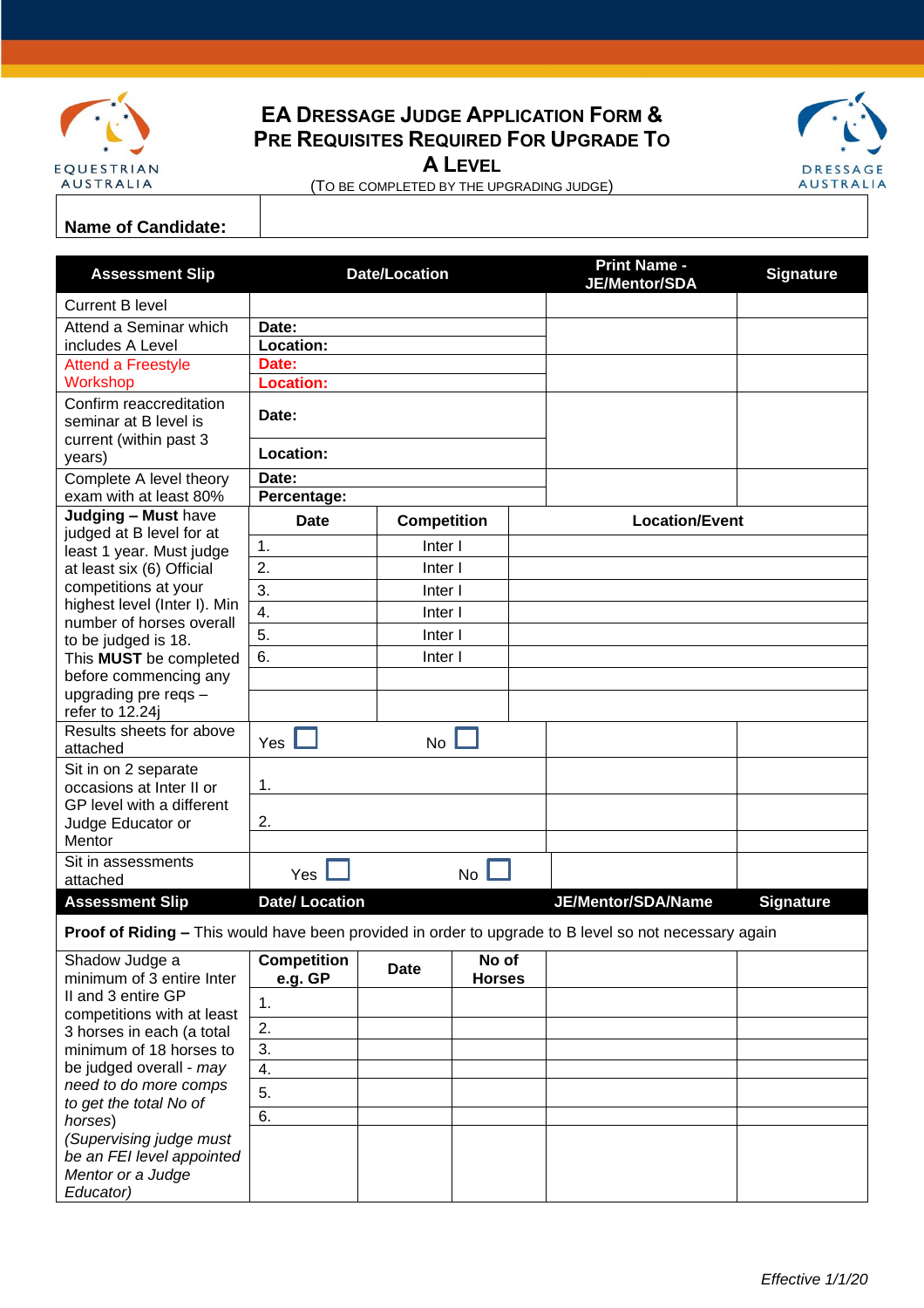EQUESTRIAN AUSTRALIA

# EA Dressage Judge Application Form & Pre Requisites Required For Upgrade To A Level

(To be completed by the upgrading judge)

DRESSAGE AUSTRALIA

| **Name of Candidate:** | |
|---|---|

| **Assessment Slip** | **Date/Location** | | | **Print Name - JE/Mentor/SDA** | **Signature** |
|---|---|---|---|---|---|
| Current B level | | | | | |
| Attend a Seminar which includes A Level | **Date:** <br> **Location:** | | | | |
| Attend a Freestyle Workshop | **Date:** <br> **Location:** | | | | |
| Confirm reaccreditation seminar at B level is current (within past 3 years) | **Date:** <br> **Location:** | | | | |
| Complete A level theory exam with at least 80% | **Date:** <br> **Percentage:** | | | | |
| **Judging – Must** have judged at B level for at least 1 year. Must judge at least six (6) Official competitions at your highest level (Inter I). Min number of horses overall to be judged is 18. This **MUST** be completed before commencing any upgrading pre reqs – refer to 12.24j | **Date** | **Competition** | **Location/Event** | | |
| | 1. | Inter I | | | |
| | 2. | Inter I | | | |
| | 3. | Inter I | | | |
| | 4. | Inter I | | | |
| | 5. | Inter I | | | |
| | 6. | Inter I | | | |
| | | | | | |
| | | | | | |
| Results sheets for above attached | Yes ☐ | No ☐ | | | |
| Sit in on 2 separate occasions at Inter II or GP level with a different Judge Educator or Mentor | 1. | | | | |
| | 2. | | | | |
| | | | | | |
| Sit in assessments attached | Yes ☐ | No ☐ | | | |
| **Assessment Slip** | **Date/ Location** | | | **JE/Mentor/SDA/Name** | **Signature** |
| **Proof of Riding –** This would have been provided in order to upgrade to B level so not necessary again | | | | | |

| Shadow Judge a minimum of 3 entire Inter II and 3 entire GP competitions with at least 3 horses in each (a total minimum of 18 horses to be judged overall - *may need to do more comps to get the total No of horses*) *(Supervising judge must be an FEI level appointed Mentor or a Judge Educator)* | **Competition e.g. GP** | **Date** | **No of Horses** | | |
|---|---|---|---|---|---|
| | 1. | | | | |
| | 2. | | | | |
| | 3. | | | | |
| | 4. | | | | |
| | 5. | | | | |
| | 6. | | | | |
| | | | | | |

*Effective 1/1/20*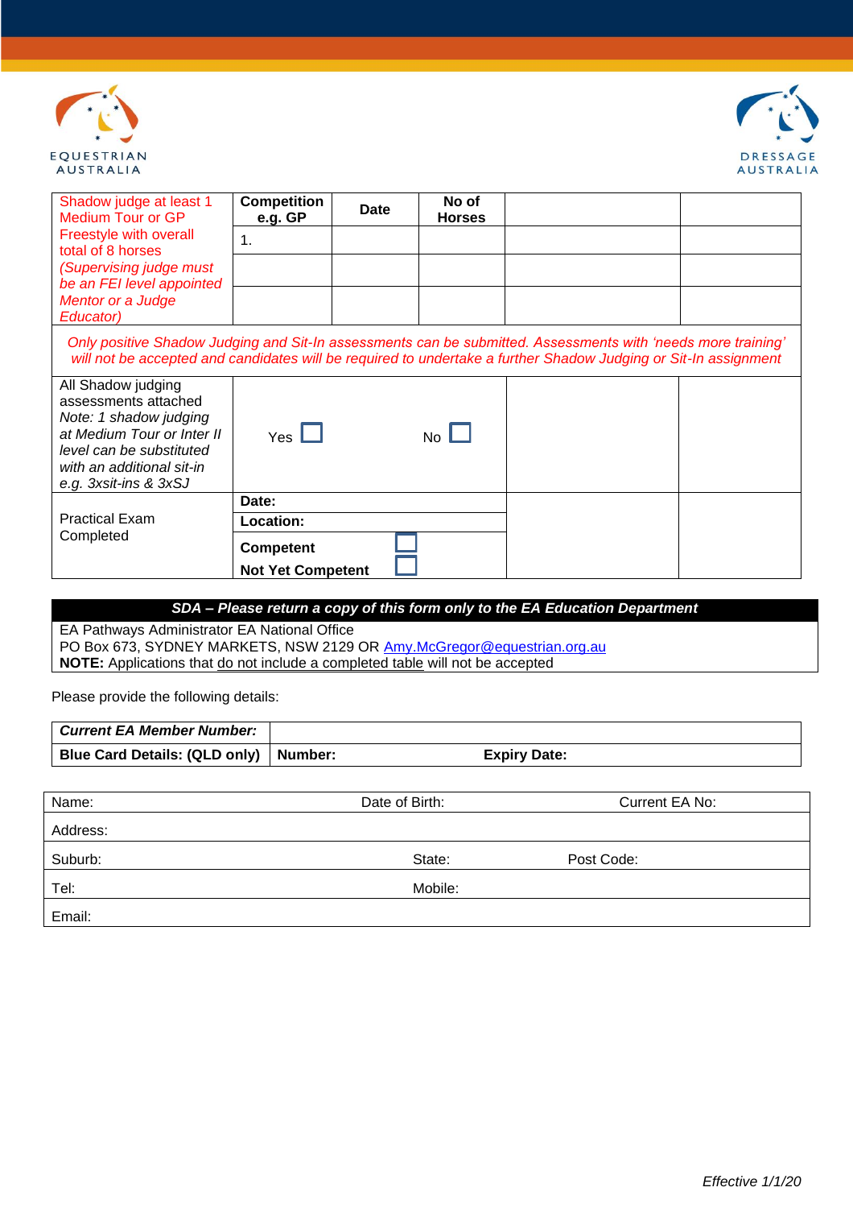| Shadow judge at least 1 Medium Tour or GP Freestyle with overall total of 8 horses *(Supervising judge must be an FEI level appointed Mentor or a Judge Educator)* | **Competition e.g. GP** | **Date** | **No of Horses** | | |
|---|---|---|---|---|---|
| | 1. | | | | |
| | | | | | |
| | | | | | |
| *Only positive Shadow Judging and Sit-In assessments can be submitted. Assessments with 'needs more training' will not be accepted and candidates will be required to undertake a further Shadow Judging or Sit-In assignment* | | | | | |
| All Shadow judging assessments attached *Note: 1 shadow judging at Medium Tour or Inter II level can be substituted with an additional sit-in e.g. 3xsit-ins & 3xSJ* | Yes ☐ | | No ☐ | | |
| Practical Exam Completed | **Date:** | | | | |
| | **Location:** | | | | |
| | **Competent** ☐ | | | | |
| | **Not Yet Competent** ☐ | | | | |

***SDA – Please return a copy of this form only to the EA Education Department***

EA Pathways Administrator EA National Office
PO Box 673, SYDNEY MARKETS, NSW 2129 OR Amy.McGregor@equestrian.org.au
**NOTE:** Applications that do not include a completed table will not be accepted

Please provide the following details:

| ***Current EA Member Number:*** | | |
|---|---|---|
| **Blue Card Details: (QLD only)** | **Number:** | **Expiry Date:** |

| Name: | Date of Birth: | Current EA No: |
|---|---|---|
| Address: | | |
| Suburb: | State: | Post Code: |
| Tel: | Mobile: | |
| Email: | | |

*Effective 1/1/20*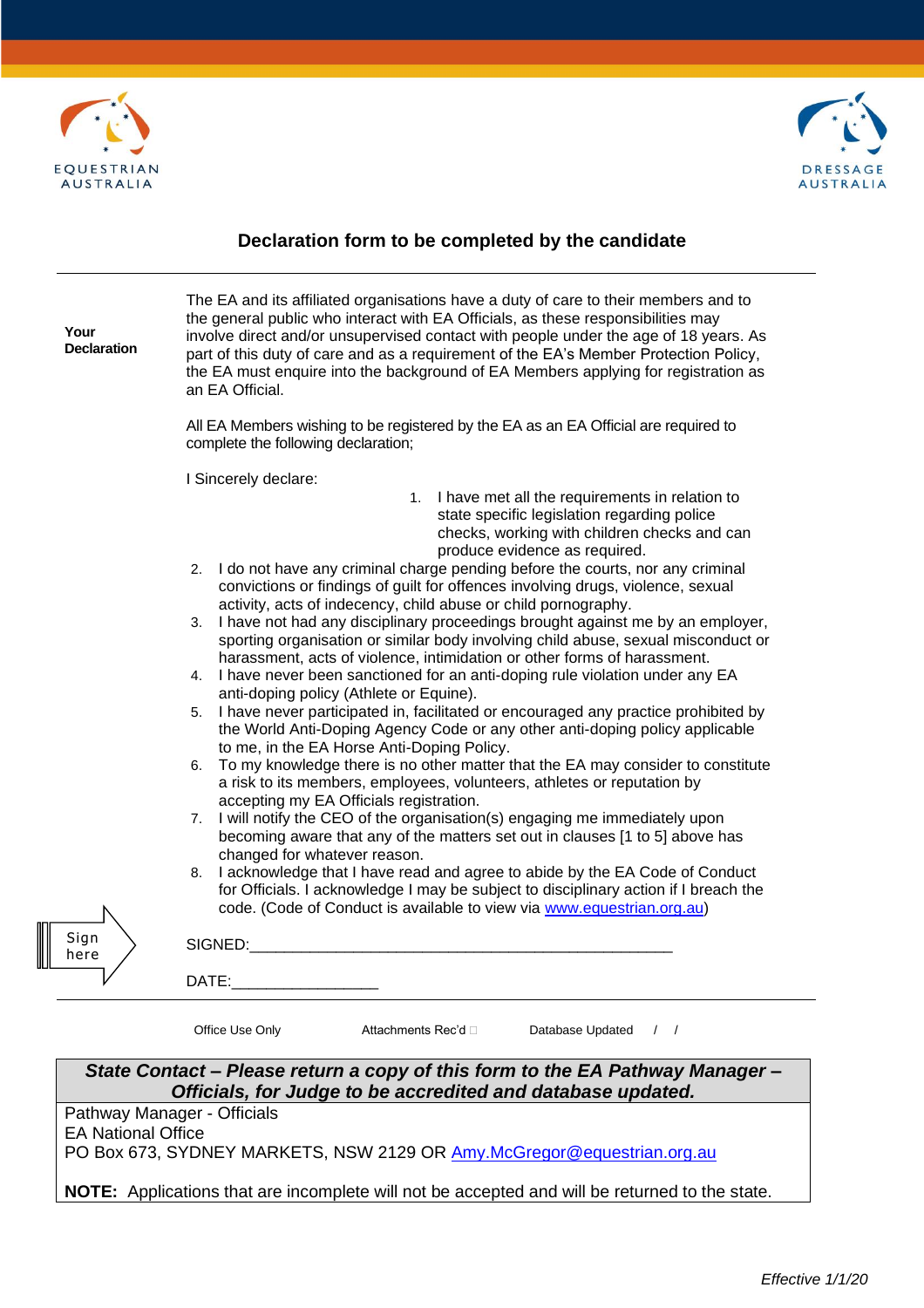EQUESTRIAN AUSTRALIA

DRESSAGE AUSTRALIA

## Declaration form to be completed by the candidate

**Your Declaration**

The EA and its affiliated organisations have a duty of care to their members and to the general public who interact with EA Officials, as these responsibilities may involve direct and/or unsupervised contact with people under the age of 18 years. As part of this duty of care and as a requirement of the EA's Member Protection Policy, the EA must enquire into the background of EA Members applying for registration as an EA Official.

All EA Members wishing to be registered by the EA as an EA Official are required to complete the following declaration;

I Sincerely declare:

1. I have met all the requirements in relation to state specific legislation regarding police checks, working with children checks and can produce evidence as required.
2. I do not have any criminal charge pending before the courts, nor any criminal convictions or findings of guilt for offences involving drugs, violence, sexual activity, acts of indecency, child abuse or child pornography.
3. I have not had any disciplinary proceedings brought against me by an employer, sporting organisation or similar body involving child abuse, sexual misconduct or harassment, acts of violence, intimidation or other forms of harassment.
4. I have never been sanctioned for an anti-doping rule violation under any EA anti-doping policy (Athlete or Equine).
5. I have never participated in, facilitated or encouraged any practice prohibited by the World Anti-Doping Agency Code or any other anti-doping policy applicable to me, in the EA Horse Anti-Doping Policy.
6. To my knowledge there is no other matter that the EA may consider to constitute a risk to its members, employees, volunteers, athletes or reputation by accepting my EA Officials registration.
7. I will notify the CEO of the organisation(s) engaging me immediately upon becoming aware that any of the matters set out in clauses [1 to 5] above has changed for whatever reason.
8. I acknowledge that I have read and agree to abide by the EA Code of Conduct for Officials. I acknowledge I may be subject to disciplinary action if I breach the code. (Code of Conduct is available to view via www.equestrian.org.au)

Sign here

SIGNED:_______________________________________________

DATE:_________________

Office Use Only Attachments Rec'd ☐ Database Updated / /

***State Contact – Please return a copy of this form to the EA Pathway Manager – Officials, for Judge to be accredited and database updated.***

Pathway Manager - Officials
EA National Office
PO Box 673, SYDNEY MARKETS, NSW 2129 OR Amy.McGregor@equestrian.org.au

**NOTE:** Applications that are incomplete will not be accepted and will be returned to the state.

*Effective 1/1/20*